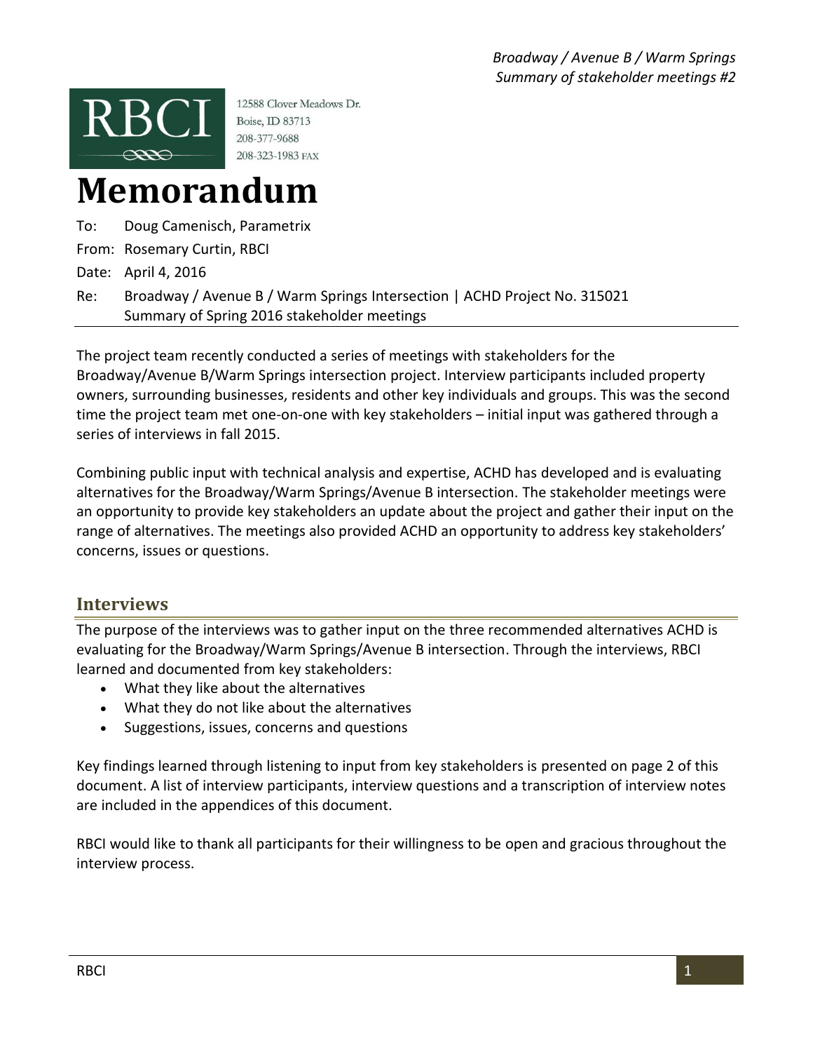RBCI

12588 Clover Meadows Dr.
Boise, ID 83713
208-377-9688
208-323-1983 FAX

# Memorandum

To: Doug Camenisch, Parametrix

From: Rosemary Curtin, RBCI

Date: April 4, 2016

Re: Broadway / Avenue B / Warm Springs Intersection | ACHD Project No. 315021
Summary of Spring 2016 stakeholder meetings

The project team recently conducted a series of meetings with stakeholders for the Broadway/Avenue B/Warm Springs intersection project. Interview participants included property owners, surrounding businesses, residents and other key individuals and groups. This was the second time the project team met one-on-one with key stakeholders – initial input was gathered through a series of interviews in fall 2015.

Combining public input with technical analysis and expertise, ACHD has developed and is evaluating alternatives for the Broadway/Warm Springs/Avenue B intersection. The stakeholder meetings were an opportunity to provide key stakeholders an update about the project and gather their input on the range of alternatives. The meetings also provided ACHD an opportunity to address key stakeholders' concerns, issues or questions.

## Interviews

The purpose of the interviews was to gather input on the three recommended alternatives ACHD is evaluating for the Broadway/Warm Springs/Avenue B intersection. Through the interviews, RBCI learned and documented from key stakeholders:

- What they like about the alternatives
- What they do not like about the alternatives
- Suggestions, issues, concerns and questions

Key findings learned through listening to input from key stakeholders is presented on page 2 of this document. A list of interview participants, interview questions and a transcription of interview notes are included in the appendices of this document.

RBCI would like to thank all participants for their willingness to be open and gracious throughout the interview process.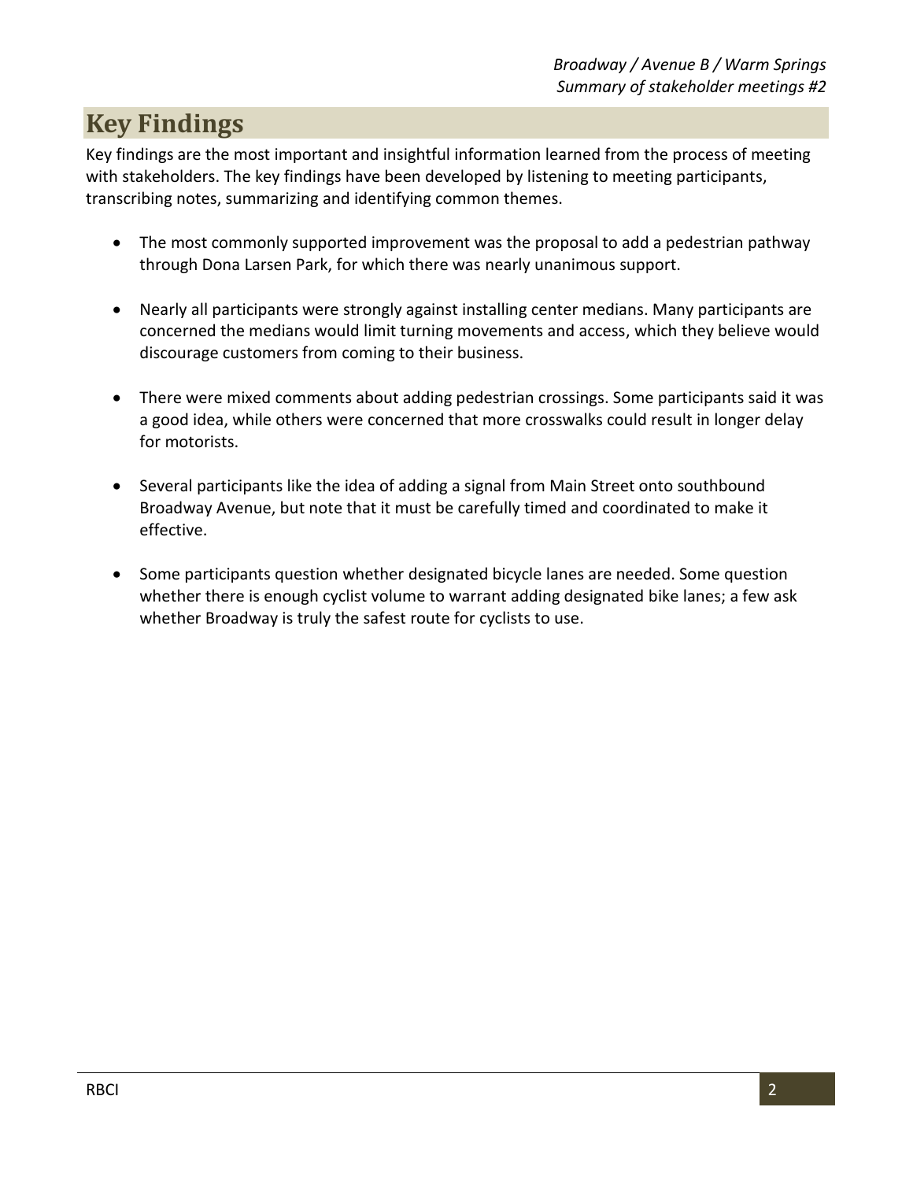## Key Findings

Key findings are the most important and insightful information learned from the process of meeting with stakeholders. The key findings have been developed by listening to meeting participants, transcribing notes, summarizing and identifying common themes.

- The most commonly supported improvement was the proposal to add a pedestrian pathway through Dona Larsen Park, for which there was nearly unanimous support.

- Nearly all participants were strongly against installing center medians. Many participants are concerned the medians would limit turning movements and access, which they believe would discourage customers from coming to their business.

- There were mixed comments about adding pedestrian crossings. Some participants said it was a good idea, while others were concerned that more crosswalks could result in longer delay for motorists.

- Several participants like the idea of adding a signal from Main Street onto southbound Broadway Avenue, but note that it must be carefully timed and coordinated to make it effective.

- Some participants question whether designated bicycle lanes are needed. Some question whether there is enough cyclist volume to warrant adding designated bike lanes; a few ask whether Broadway is truly the safest route for cyclists to use.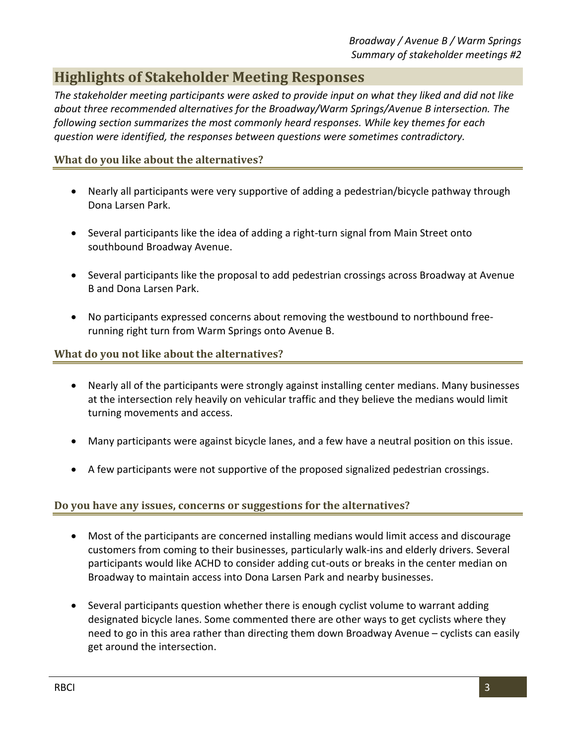## Highlights of Stakeholder Meeting Responses

*The stakeholder meeting participants were asked to provide input on what they liked and did not like about three recommended alternatives for the Broadway/Warm Springs/Avenue B intersection. The following section summarizes the most commonly heard responses. While key themes for each question were identified, the responses between questions were sometimes contradictory.*

### What do you like about the alternatives?

- Nearly all participants were very supportive of adding a pedestrian/bicycle pathway through Dona Larsen Park.
- Several participants like the idea of adding a right-turn signal from Main Street onto southbound Broadway Avenue.
- Several participants like the proposal to add pedestrian crossings across Broadway at Avenue B and Dona Larsen Park.
- No participants expressed concerns about removing the westbound to northbound free-running right turn from Warm Springs onto Avenue B.

### What do you not like about the alternatives?

- Nearly all of the participants were strongly against installing center medians. Many businesses at the intersection rely heavily on vehicular traffic and they believe the medians would limit turning movements and access.
- Many participants were against bicycle lanes, and a few have a neutral position on this issue.
- A few participants were not supportive of the proposed signalized pedestrian crossings.

### Do you have any issues, concerns or suggestions for the alternatives?

- Most of the participants are concerned installing medians would limit access and discourage customers from coming to their businesses, particularly walk-ins and elderly drivers. Several participants would like ACHD to consider adding cut-outs or breaks in the center median on Broadway to maintain access into Dona Larsen Park and nearby businesses.
- Several participants question whether there is enough cyclist volume to warrant adding designated bicycle lanes. Some commented there are other ways to get cyclists where they need to go in this area rather than directing them down Broadway Avenue – cyclists can easily get around the intersection.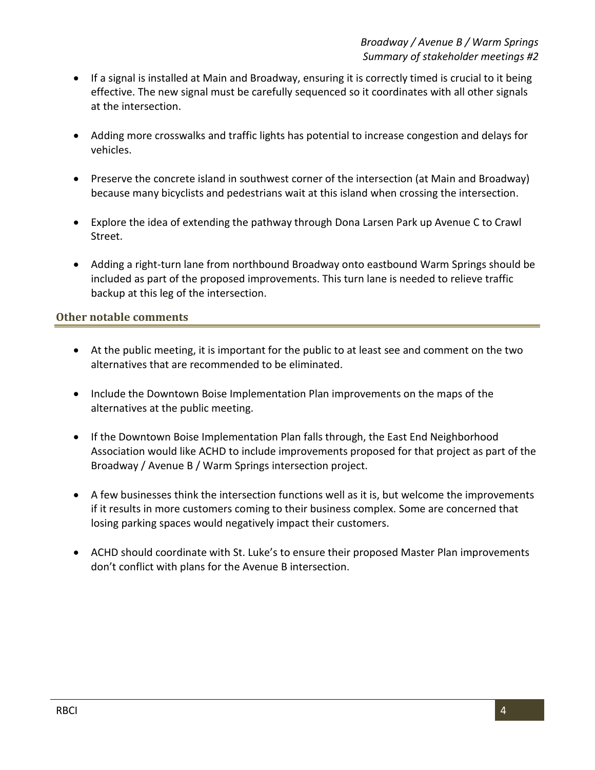- If a signal is installed at Main and Broadway, ensuring it is correctly timed is crucial to it being effective. The new signal must be carefully sequenced so it coordinates with all other signals at the intersection.

- Adding more crosswalks and traffic lights has potential to increase congestion and delays for vehicles.

- Preserve the concrete island in southwest corner of the intersection (at Main and Broadway) because many bicyclists and pedestrians wait at this island when crossing the intersection.

- Explore the idea of extending the pathway through Dona Larsen Park up Avenue C to Crawl Street.

- Adding a right-turn lane from northbound Broadway onto eastbound Warm Springs should be included as part of the proposed improvements. This turn lane is needed to relieve traffic backup at this leg of the intersection.

## Other notable comments

- At the public meeting, it is important for the public to at least see and comment on the two alternatives that are recommended to be eliminated.

- Include the Downtown Boise Implementation Plan improvements on the maps of the alternatives at the public meeting.

- If the Downtown Boise Implementation Plan falls through, the East End Neighborhood Association would like ACHD to include improvements proposed for that project as part of the Broadway / Avenue B / Warm Springs intersection project.

- A few businesses think the intersection functions well as it is, but welcome the improvements if it results in more customers coming to their business complex. Some are concerned that losing parking spaces would negatively impact their customers.

- ACHD should coordinate with St. Luke's to ensure their proposed Master Plan improvements don't conflict with plans for the Avenue B intersection.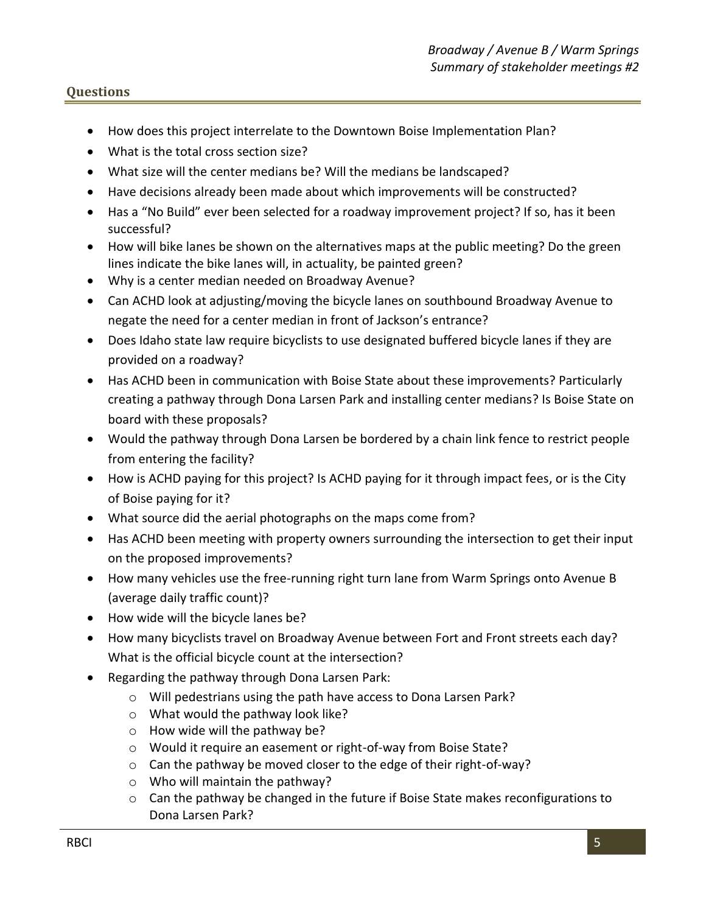## Questions

- How does this project interrelate to the Downtown Boise Implementation Plan?
- What is the total cross section size?
- What size will the center medians be? Will the medians be landscaped?
- Have decisions already been made about which improvements will be constructed?
- Has a "No Build" ever been selected for a roadway improvement project? If so, has it been successful?
- How will bike lanes be shown on the alternatives maps at the public meeting? Do the green lines indicate the bike lanes will, in actuality, be painted green?
- Why is a center median needed on Broadway Avenue?
- Can ACHD look at adjusting/moving the bicycle lanes on southbound Broadway Avenue to negate the need for a center median in front of Jackson's entrance?
- Does Idaho state law require bicyclists to use designated buffered bicycle lanes if they are provided on a roadway?
- Has ACHD been in communication with Boise State about these improvements? Particularly creating a pathway through Dona Larsen Park and installing center medians? Is Boise State on board with these proposals?
- Would the pathway through Dona Larsen be bordered by a chain link fence to restrict people from entering the facility?
- How is ACHD paying for this project? Is ACHD paying for it through impact fees, or is the City of Boise paying for it?
- What source did the aerial photographs on the maps come from?
- Has ACHD been meeting with property owners surrounding the intersection to get their input on the proposed improvements?
- How many vehicles use the free-running right turn lane from Warm Springs onto Avenue B (average daily traffic count)?
- How wide will the bicycle lanes be?
- How many bicyclists travel on Broadway Avenue between Fort and Front streets each day? What is the official bicycle count at the intersection?
- Regarding the pathway through Dona Larsen Park:
  - Will pedestrians using the path have access to Dona Larsen Park?
  - What would the pathway look like?
  - How wide will the pathway be?
  - Would it require an easement or right-of-way from Boise State?
  - Can the pathway be moved closer to the edge of their right-of-way?
  - Who will maintain the pathway?
  - Can the pathway be changed in the future if Boise State makes reconfigurations to Dona Larsen Park?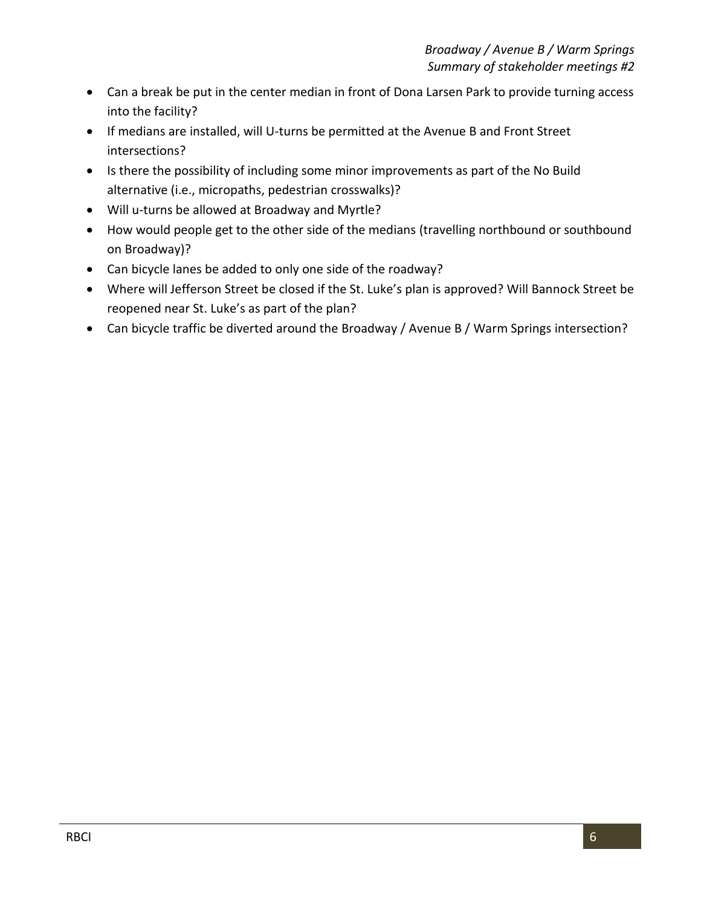- Can a break be put in the center median in front of Dona Larsen Park to provide turning access into the facility?
- If medians are installed, will U-turns be permitted at the Avenue B and Front Street intersections?
- Is there the possibility of including some minor improvements as part of the No Build alternative (i.e., micropaths, pedestrian crosswalks)?
- Will u-turns be allowed at Broadway and Myrtle?
- How would people get to the other side of the medians (travelling northbound or southbound on Broadway)?
- Can bicycle lanes be added to only one side of the roadway?
- Where will Jefferson Street be closed if the St. Luke's plan is approved? Will Bannock Street be reopened near St. Luke's as part of the plan?
- Can bicycle traffic be diverted around the Broadway / Avenue B / Warm Springs intersection?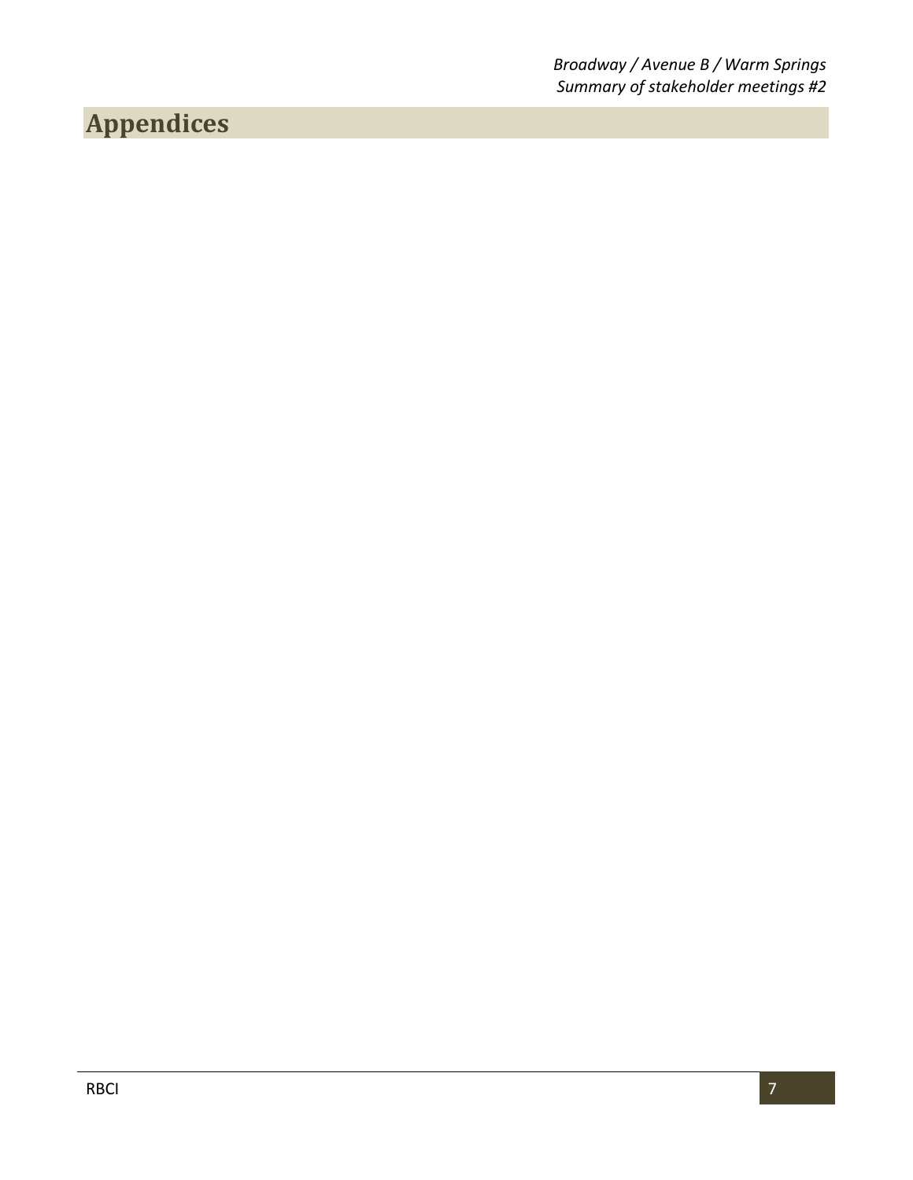# Appendices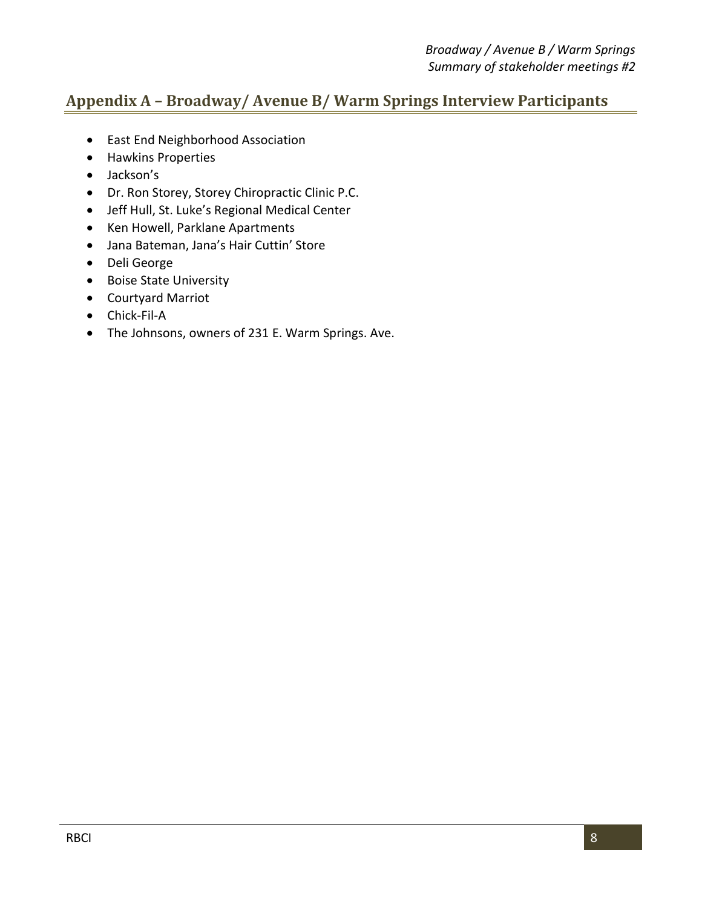## Appendix A – Broadway/ Avenue B/ Warm Springs Interview Participants

- East End Neighborhood Association
- Hawkins Properties
- Jackson's
- Dr. Ron Storey, Storey Chiropractic Clinic P.C.
- Jeff Hull, St. Luke's Regional Medical Center
- Ken Howell, Parklane Apartments
- Jana Bateman, Jana's Hair Cuttin' Store
- Deli George
- Boise State University
- Courtyard Marriot
- Chick-Fil-A
- The Johnsons, owners of 231 E. Warm Springs. Ave.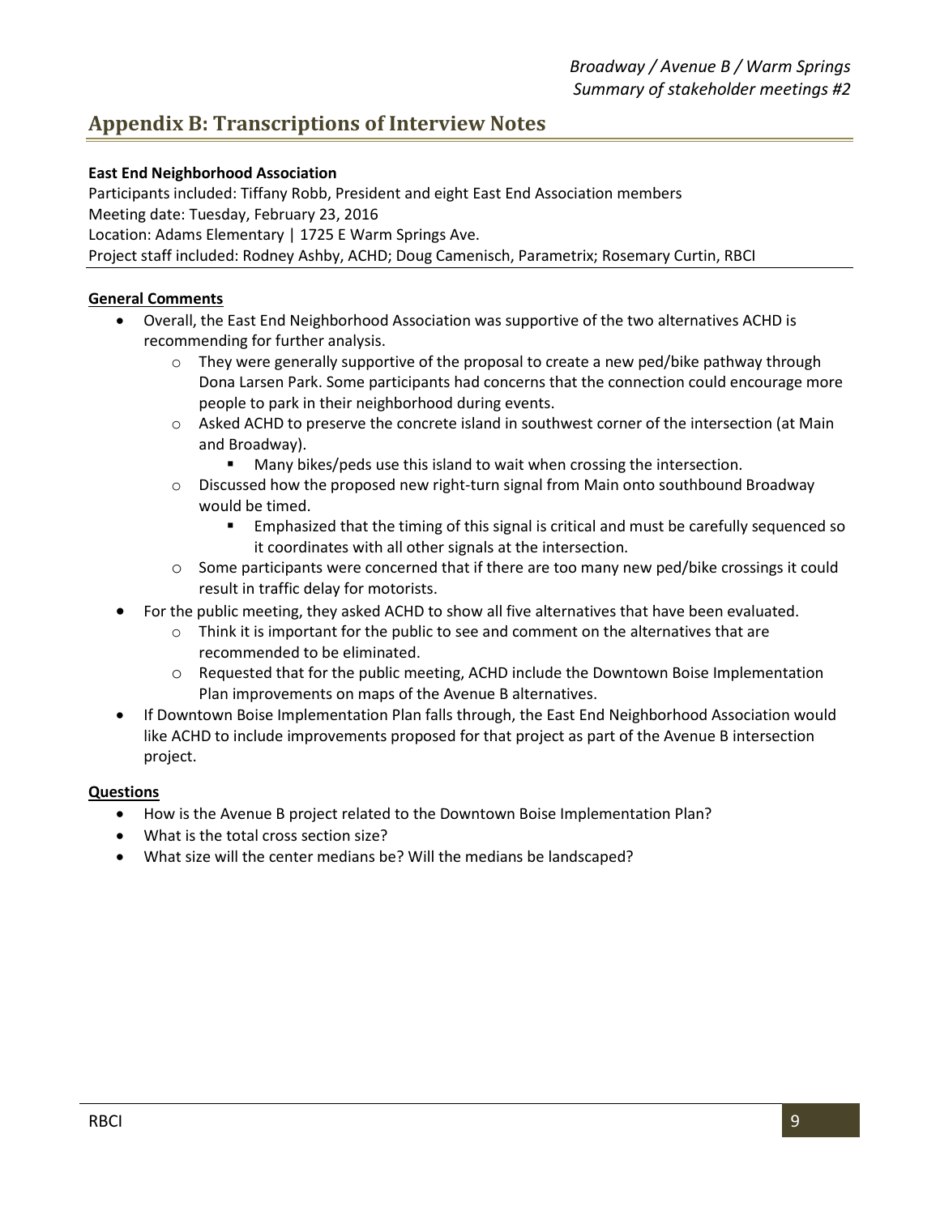## Appendix B: Transcriptions of Interview Notes

**East End Neighborhood Association**

Participants included: Tiffany Robb, President and eight East End Association members
Meeting date: Tuesday, February 23, 2016
Location: Adams Elementary | 1725 E Warm Springs Ave.
Project staff included: Rodney Ashby, ACHD; Doug Camenisch, Parametrix; Rosemary Curtin, RBCI

**General Comments**

- Overall, the East End Neighborhood Association was supportive of the two alternatives ACHD is recommending for further analysis.
  - They were generally supportive of the proposal to create a new ped/bike pathway through Dona Larsen Park. Some participants had concerns that the connection could encourage more people to park in their neighborhood during events.
  - Asked ACHD to preserve the concrete island in southwest corner of the intersection (at Main and Broadway).
    - Many bikes/peds use this island to wait when crossing the intersection.
  - Discussed how the proposed new right-turn signal from Main onto southbound Broadway would be timed.
    - Emphasized that the timing of this signal is critical and must be carefully sequenced so it coordinates with all other signals at the intersection.
  - Some participants were concerned that if there are too many new ped/bike crossings it could result in traffic delay for motorists.
- For the public meeting, they asked ACHD to show all five alternatives that have been evaluated.
  - Think it is important for the public to see and comment on the alternatives that are recommended to be eliminated.
  - Requested that for the public meeting, ACHD include the Downtown Boise Implementation Plan improvements on maps of the Avenue B alternatives.
- If Downtown Boise Implementation Plan falls through, the East End Neighborhood Association would like ACHD to include improvements proposed for that project as part of the Avenue B intersection project.

**Questions**

- How is the Avenue B project related to the Downtown Boise Implementation Plan?
- What is the total cross section size?
- What size will the center medians be? Will the medians be landscaped?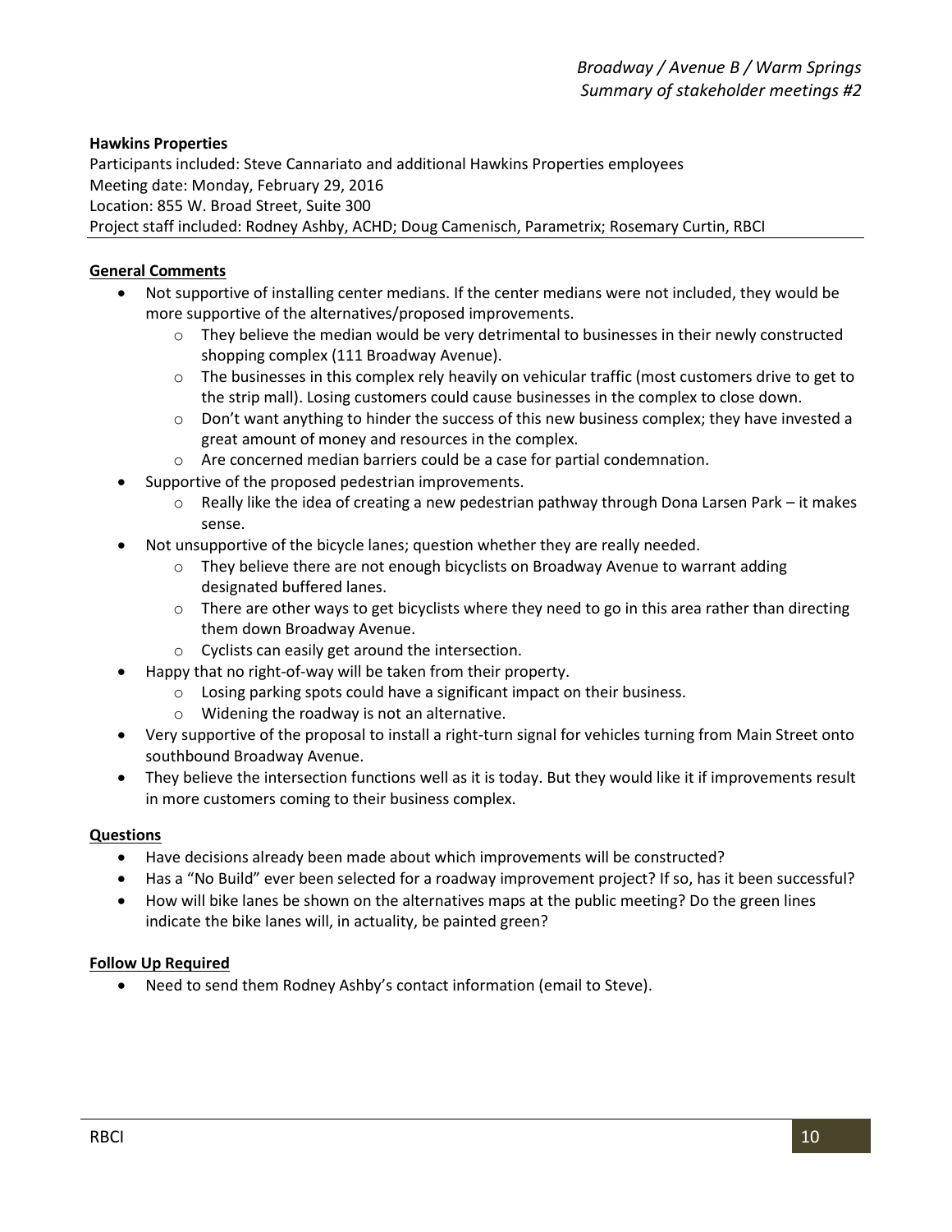### Hawkins Properties

Participants included: Steve Cannariato and additional Hawkins Properties employees
Meeting date: Monday, February 29, 2016
Location: 855 W. Broad Street, Suite 300
Project staff included: Rodney Ashby, ACHD; Doug Camenisch, Parametrix; Rosemary Curtin, RBCI

#### General Comments

- Not supportive of installing center medians. If the center medians were not included, they would be more supportive of the alternatives/proposed improvements.
  - They believe the median would be very detrimental to businesses in their newly constructed shopping complex (111 Broadway Avenue).
  - The businesses in this complex rely heavily on vehicular traffic (most customers drive to get to the strip mall). Losing customers could cause businesses in the complex to close down.
  - Don't want anything to hinder the success of this new business complex; they have invested a great amount of money and resources in the complex.
  - Are concerned median barriers could be a case for partial condemnation.
- Supportive of the proposed pedestrian improvements.
  - Really like the idea of creating a new pedestrian pathway through Dona Larsen Park – it makes sense.
- Not unsupportive of the bicycle lanes; question whether they are really needed.
  - They believe there are not enough bicyclists on Broadway Avenue to warrant adding designated buffered lanes.
  - There are other ways to get bicyclists where they need to go in this area rather than directing them down Broadway Avenue.
  - Cyclists can easily get around the intersection.
- Happy that no right-of-way will be taken from their property.
  - Losing parking spots could have a significant impact on their business.
  - Widening the roadway is not an alternative.
- Very supportive of the proposal to install a right-turn signal for vehicles turning from Main Street onto southbound Broadway Avenue.
- They believe the intersection functions well as it is today. But they would like it if improvements result in more customers coming to their business complex.

#### Questions

- Have decisions already been made about which improvements will be constructed?
- Has a "No Build" ever been selected for a roadway improvement project? If so, has it been successful?
- How will bike lanes be shown on the alternatives maps at the public meeting? Do the green lines indicate the bike lanes will, in actuality, be painted green?

#### Follow Up Required

- Need to send them Rodney Ashby's contact information (email to Steve).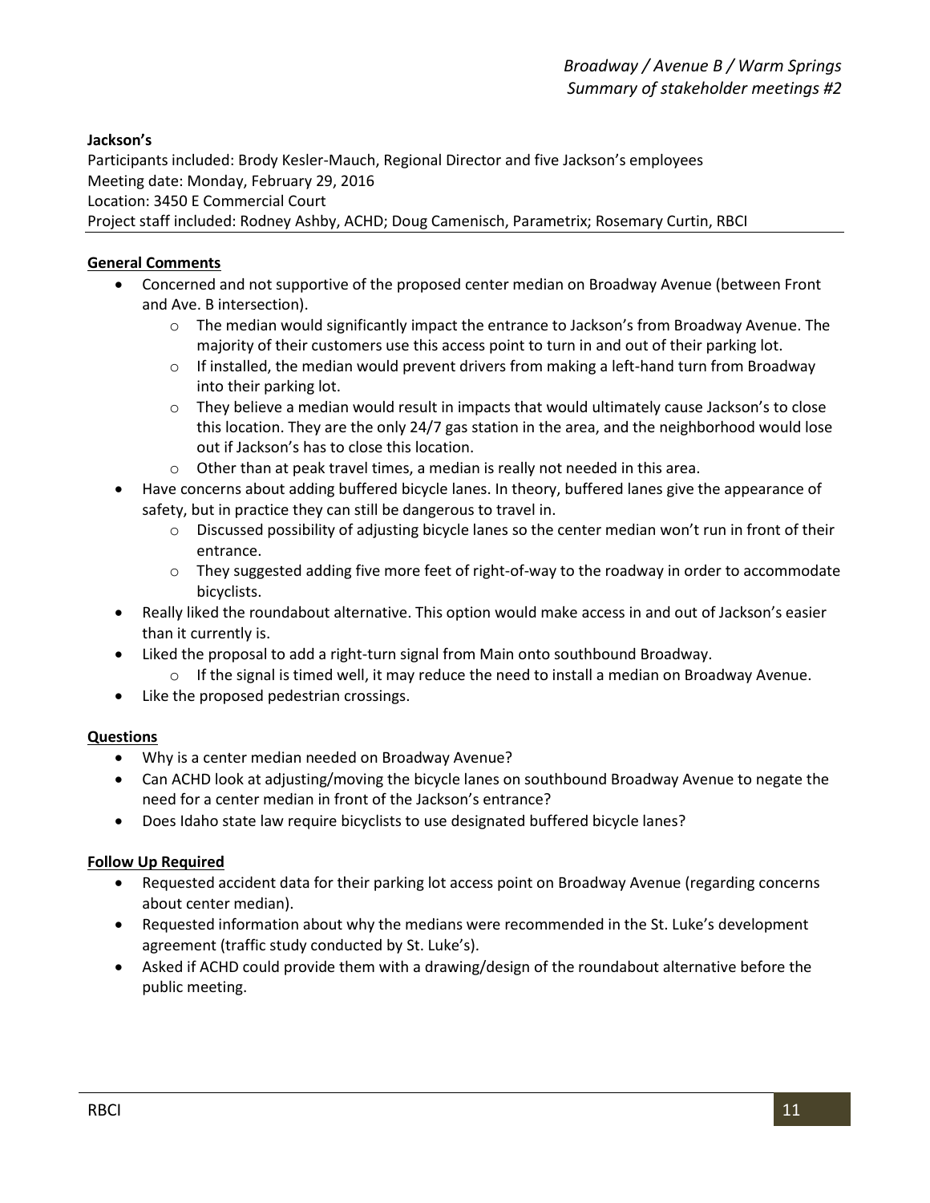**Jackson's**

Participants included: Brody Kesler-Mauch, Regional Director and five Jackson's employees
Meeting date: Monday, February 29, 2016
Location: 3450 E Commercial Court
Project staff included: Rodney Ashby, ACHD; Doug Camenisch, Parametrix; Rosemary Curtin, RBCI

**General Comments**

- Concerned and not supportive of the proposed center median on Broadway Avenue (between Front and Ave. B intersection).
  - The median would significantly impact the entrance to Jackson's from Broadway Avenue. The majority of their customers use this access point to turn in and out of their parking lot.
  - If installed, the median would prevent drivers from making a left-hand turn from Broadway into their parking lot.
  - They believe a median would result in impacts that would ultimately cause Jackson's to close this location. They are the only 24/7 gas station in the area, and the neighborhood would lose out if Jackson's has to close this location.
  - Other than at peak travel times, a median is really not needed in this area.
- Have concerns about adding buffered bicycle lanes. In theory, buffered lanes give the appearance of safety, but in practice they can still be dangerous to travel in.
  - Discussed possibility of adjusting bicycle lanes so the center median won't run in front of their entrance.
  - They suggested adding five more feet of right-of-way to the roadway in order to accommodate bicyclists.
- Really liked the roundabout alternative. This option would make access in and out of Jackson's easier than it currently is.
- Liked the proposal to add a right-turn signal from Main onto southbound Broadway.
  - If the signal is timed well, it may reduce the need to install a median on Broadway Avenue.
- Like the proposed pedestrian crossings.

**Questions**

- Why is a center median needed on Broadway Avenue?
- Can ACHD look at adjusting/moving the bicycle lanes on southbound Broadway Avenue to negate the need for a center median in front of the Jackson's entrance?
- Does Idaho state law require bicyclists to use designated buffered bicycle lanes?

**Follow Up Required**

- Requested accident data for their parking lot access point on Broadway Avenue (regarding concerns about center median).
- Requested information about why the medians were recommended in the St. Luke's development agreement (traffic study conducted by St. Luke's).
- Asked if ACHD could provide them with a drawing/design of the roundabout alternative before the public meeting.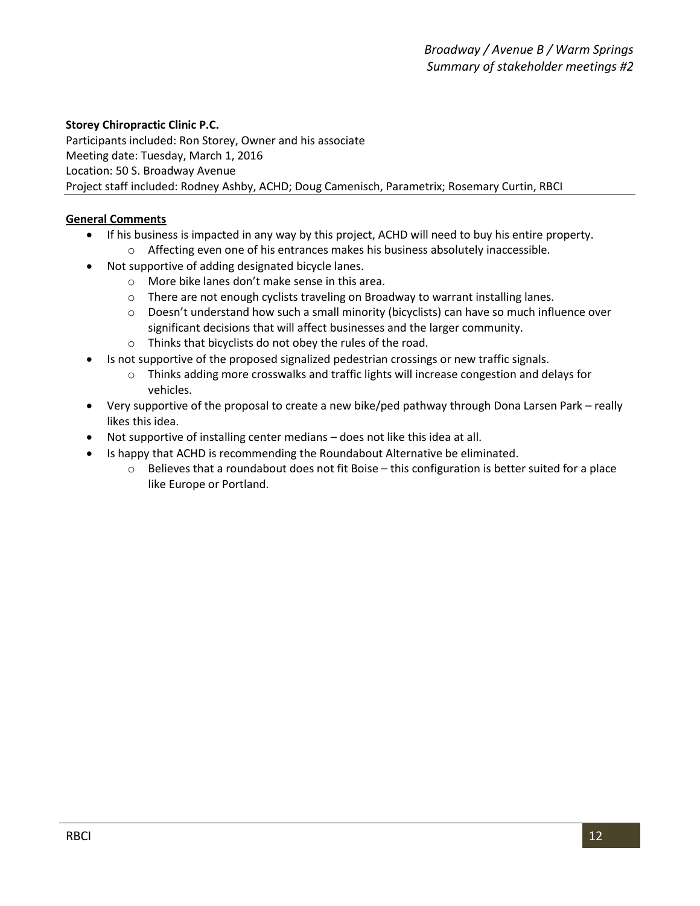**Storey Chiropractic Clinic P.C.**
Participants included: Ron Storey, Owner and his associate
Meeting date: Tuesday, March 1, 2016
Location: 50 S. Broadway Avenue
Project staff included: Rodney Ashby, ACHD; Doug Camenisch, Parametrix; Rosemary Curtin, RBCI

**General Comments**

- If his business is impacted in any way by this project, ACHD will need to buy his entire property.
  - Affecting even one of his entrances makes his business absolutely inaccessible.
- Not supportive of adding designated bicycle lanes.
  - More bike lanes don't make sense in this area.
  - There are not enough cyclists traveling on Broadway to warrant installing lanes.
  - Doesn't understand how such a small minority (bicyclists) can have so much influence over significant decisions that will affect businesses and the larger community.
  - Thinks that bicyclists do not obey the rules of the road.
- Is not supportive of the proposed signalized pedestrian crossings or new traffic signals.
  - Thinks adding more crosswalks and traffic lights will increase congestion and delays for vehicles.
- Very supportive of the proposal to create a new bike/ped pathway through Dona Larsen Park – really likes this idea.
- Not supportive of installing center medians – does not like this idea at all.
- Is happy that ACHD is recommending the Roundabout Alternative be eliminated.
  - Believes that a roundabout does not fit Boise – this configuration is better suited for a place like Europe or Portland.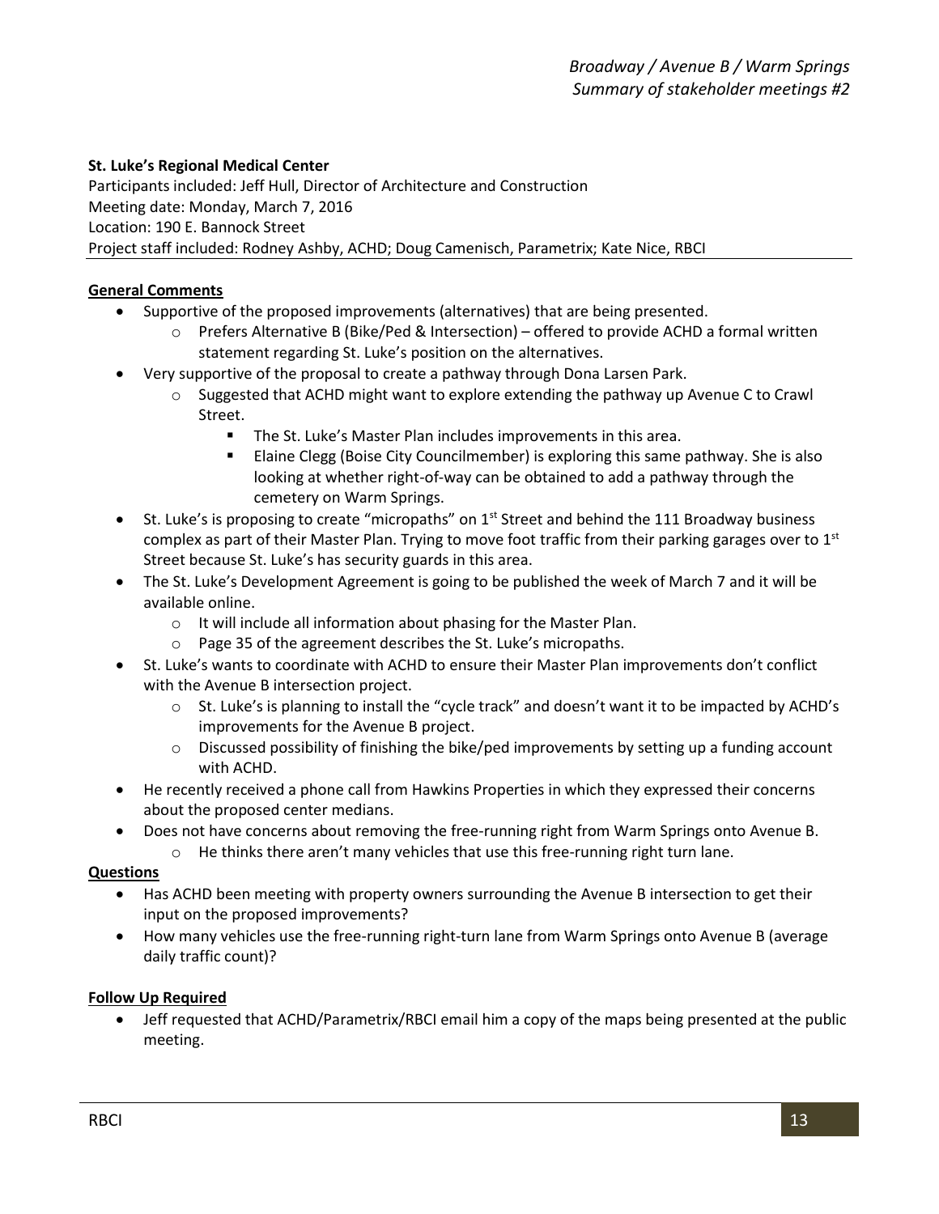**St. Luke's Regional Medical Center**

Participants included: Jeff Hull, Director of Architecture and Construction
Meeting date: Monday, March 7, 2016
Location: 190 E. Bannock Street
Project staff included: Rodney Ashby, ACHD; Doug Camenisch, Parametrix; Kate Nice, RBCI

**General Comments**

- Supportive of the proposed improvements (alternatives) that are being presented.
  - Prefers Alternative B (Bike/Ped & Intersection) – offered to provide ACHD a formal written statement regarding St. Luke's position on the alternatives.
- Very supportive of the proposal to create a pathway through Dona Larsen Park.
  - Suggested that ACHD might want to explore extending the pathway up Avenue C to Crawl Street.
    - The St. Luke's Master Plan includes improvements in this area.
    - Elaine Clegg (Boise City Councilmember) is exploring this same pathway. She is also looking at whether right-of-way can be obtained to add a pathway through the cemetery on Warm Springs.
- St. Luke's is proposing to create "micropaths" on 1st Street and behind the 111 Broadway business complex as part of their Master Plan. Trying to move foot traffic from their parking garages over to 1st Street because St. Luke's has security guards in this area.
- The St. Luke's Development Agreement is going to be published the week of March 7 and it will be available online.
  - It will include all information about phasing for the Master Plan.
  - Page 35 of the agreement describes the St. Luke's micropaths.
- St. Luke's wants to coordinate with ACHD to ensure their Master Plan improvements don't conflict with the Avenue B intersection project.
  - St. Luke's is planning to install the "cycle track" and doesn't want it to be impacted by ACHD's improvements for the Avenue B project.
  - Discussed possibility of finishing the bike/ped improvements by setting up a funding account with ACHD.
- He recently received a phone call from Hawkins Properties in which they expressed their concerns about the proposed center medians.
- Does not have concerns about removing the free-running right from Warm Springs onto Avenue B.
  - He thinks there aren't many vehicles that use this free-running right turn lane.

**Questions**

- Has ACHD been meeting with property owners surrounding the Avenue B intersection to get their input on the proposed improvements?
- How many vehicles use the free-running right-turn lane from Warm Springs onto Avenue B (average daily traffic count)?

**Follow Up Required**

- Jeff requested that ACHD/Parametrix/RBCI email him a copy of the maps being presented at the public meeting.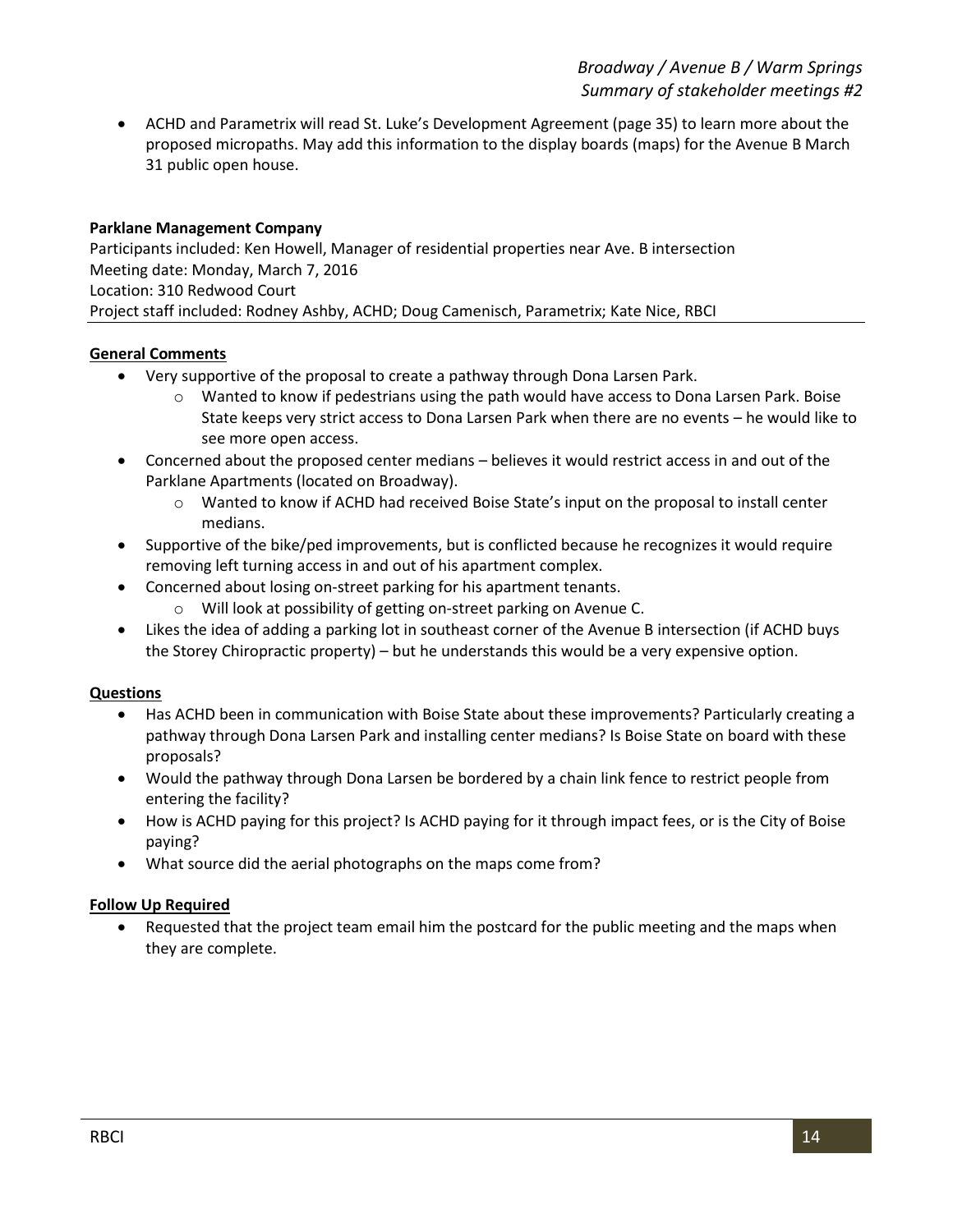- ACHD and Parametrix will read St. Luke's Development Agreement (page 35) to learn more about the proposed micropaths. May add this information to the display boards (maps) for the Avenue B March 31 public open house.

**Parklane Management Company**
Participants included: Ken Howell, Manager of residential properties near Ave. B intersection
Meeting date: Monday, March 7, 2016
Location: 310 Redwood Court
Project staff included: Rodney Ashby, ACHD; Doug Camenisch, Parametrix; Kate Nice, RBCI

**General Comments**

- Very supportive of the proposal to create a pathway through Dona Larsen Park.
  - Wanted to know if pedestrians using the path would have access to Dona Larsen Park. Boise State keeps very strict access to Dona Larsen Park when there are no events – he would like to see more open access.
- Concerned about the proposed center medians – believes it would restrict access in and out of the Parklane Apartments (located on Broadway).
  - Wanted to know if ACHD had received Boise State's input on the proposal to install center medians.
- Supportive of the bike/ped improvements, but is conflicted because he recognizes it would require removing left turning access in and out of his apartment complex.
- Concerned about losing on-street parking for his apartment tenants.
  - Will look at possibility of getting on-street parking on Avenue C.
- Likes the idea of adding a parking lot in southeast corner of the Avenue B intersection (if ACHD buys the Storey Chiropractic property) – but he understands this would be a very expensive option.

**Questions**

- Has ACHD been in communication with Boise State about these improvements? Particularly creating a pathway through Dona Larsen Park and installing center medians? Is Boise State on board with these proposals?
- Would the pathway through Dona Larsen be bordered by a chain link fence to restrict people from entering the facility?
- How is ACHD paying for this project? Is ACHD paying for it through impact fees, or is the City of Boise paying?
- What source did the aerial photographs on the maps come from?

**Follow Up Required**

- Requested that the project team email him the postcard for the public meeting and the maps when they are complete.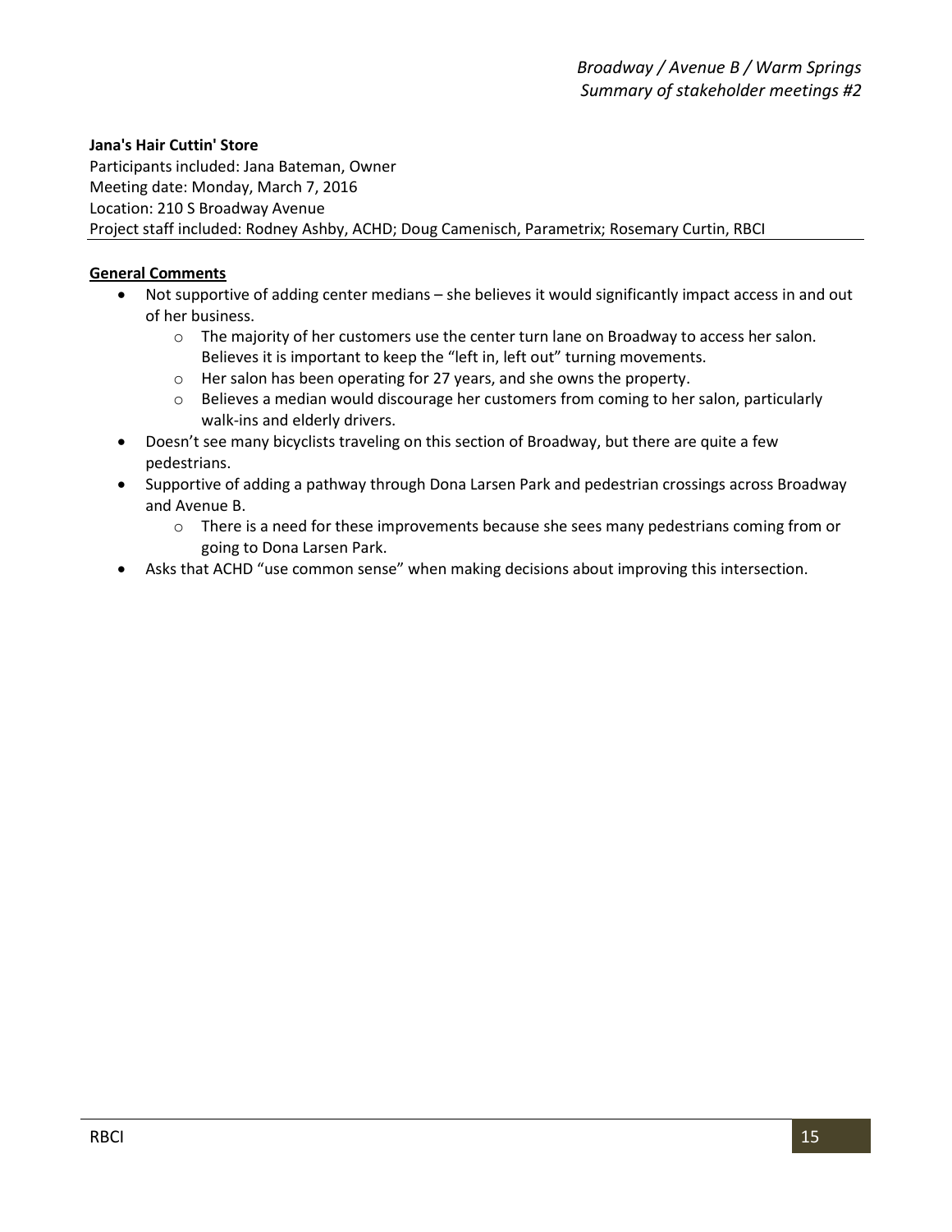**Jana's Hair Cuttin' Store**

Participants included: Jana Bateman, Owner
Meeting date: Monday, March 7, 2016
Location: 210 S Broadway Avenue
Project staff included: Rodney Ashby, ACHD; Doug Camenisch, Parametrix; Rosemary Curtin, RBCI

**General Comments**

- Not supportive of adding center medians – she believes it would significantly impact access in and out of her business.
  - The majority of her customers use the center turn lane on Broadway to access her salon. Believes it is important to keep the "left in, left out" turning movements.
  - Her salon has been operating for 27 years, and she owns the property.
  - Believes a median would discourage her customers from coming to her salon, particularly walk-ins and elderly drivers.
- Doesn't see many bicyclists traveling on this section of Broadway, but there are quite a few pedestrians.
- Supportive of adding a pathway through Dona Larsen Park and pedestrian crossings across Broadway and Avenue B.
  - There is a need for these improvements because she sees many pedestrians coming from or going to Dona Larsen Park.
- Asks that ACHD "use common sense" when making decisions about improving this intersection.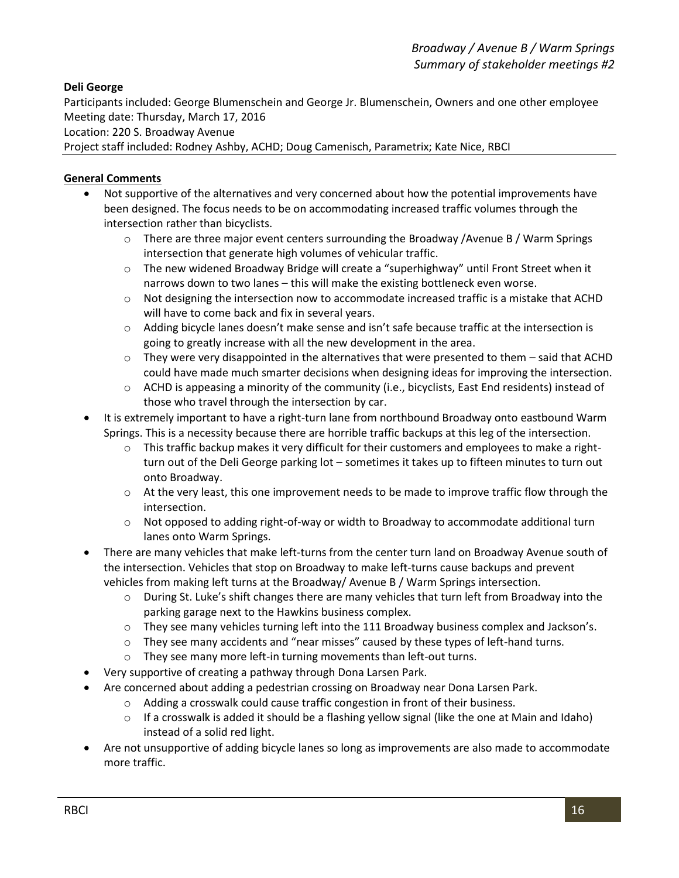**Deli George**

Participants included: George Blumenschein and George Jr. Blumenschein, Owners and one other employee
Meeting date: Thursday, March 17, 2016
Location: 220 S. Broadway Avenue
Project staff included: Rodney Ashby, ACHD; Doug Camenisch, Parametrix; Kate Nice, RBCI

**General Comments**

- Not supportive of the alternatives and very concerned about how the potential improvements have been designed. The focus needs to be on accommodating increased traffic volumes through the intersection rather than bicyclists.
  - There are three major event centers surrounding the Broadway /Avenue B / Warm Springs intersection that generate high volumes of vehicular traffic.
  - The new widened Broadway Bridge will create a "superhighway" until Front Street when it narrows down to two lanes – this will make the existing bottleneck even worse.
  - Not designing the intersection now to accommodate increased traffic is a mistake that ACHD will have to come back and fix in several years.
  - Adding bicycle lanes doesn't make sense and isn't safe because traffic at the intersection is going to greatly increase with all the new development in the area.
  - They were very disappointed in the alternatives that were presented to them – said that ACHD could have made much smarter decisions when designing ideas for improving the intersection.
  - ACHD is appeasing a minority of the community (i.e., bicyclists, East End residents) instead of those who travel through the intersection by car.
- It is extremely important to have a right-turn lane from northbound Broadway onto eastbound Warm Springs. This is a necessity because there are horrible traffic backups at this leg of the intersection.
  - This traffic backup makes it very difficult for their customers and employees to make a right-turn out of the Deli George parking lot – sometimes it takes up to fifteen minutes to turn out onto Broadway.
  - At the very least, this one improvement needs to be made to improve traffic flow through the intersection.
  - Not opposed to adding right-of-way or width to Broadway to accommodate additional turn lanes onto Warm Springs.
- There are many vehicles that make left-turns from the center turn land on Broadway Avenue south of the intersection. Vehicles that stop on Broadway to make left-turns cause backups and prevent vehicles from making left turns at the Broadway/ Avenue B / Warm Springs intersection.
  - During St. Luke's shift changes there are many vehicles that turn left from Broadway into the parking garage next to the Hawkins business complex.
  - They see many vehicles turning left into the 111 Broadway business complex and Jackson's.
  - They see many accidents and "near misses" caused by these types of left-hand turns.
  - They see many more left-in turning movements than left-out turns.
- Very supportive of creating a pathway through Dona Larsen Park.
- Are concerned about adding a pedestrian crossing on Broadway near Dona Larsen Park.
  - Adding a crosswalk could cause traffic congestion in front of their business.
  - If a crosswalk is added it should be a flashing yellow signal (like the one at Main and Idaho) instead of a solid red light.
- Are not unsupportive of adding bicycle lanes so long as improvements are also made to accommodate more traffic.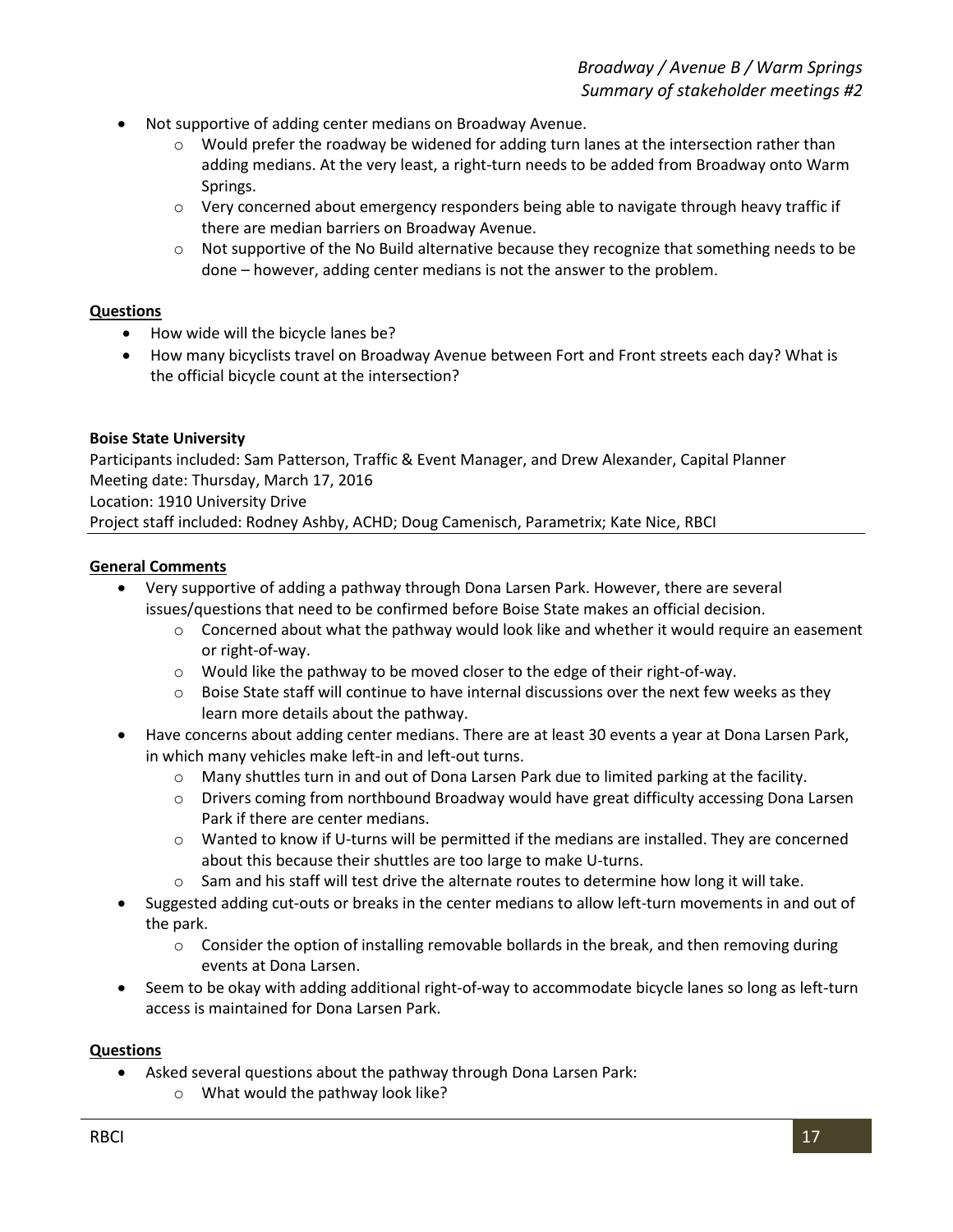- Not supportive of adding center medians on Broadway Avenue.
  - Would prefer the roadway be widened for adding turn lanes at the intersection rather than adding medians. At the very least, a right-turn needs to be added from Broadway onto Warm Springs.
  - Very concerned about emergency responders being able to navigate through heavy traffic if there are median barriers on Broadway Avenue.
  - Not supportive of the No Build alternative because they recognize that something needs to be done – however, adding center medians is not the answer to the problem.

**Questions**

- How wide will the bicycle lanes be?
- How many bicyclists travel on Broadway Avenue between Fort and Front streets each day? What is the official bicycle count at the intersection?

**Boise State University**
Participants included: Sam Patterson, Traffic & Event Manager, and Drew Alexander, Capital Planner
Meeting date: Thursday, March 17, 2016
Location: 1910 University Drive
Project staff included: Rodney Ashby, ACHD; Doug Camenisch, Parametrix; Kate Nice, RBCI

**General Comments**

- Very supportive of adding a pathway through Dona Larsen Park. However, there are several issues/questions that need to be confirmed before Boise State makes an official decision.
  - Concerned about what the pathway would look like and whether it would require an easement or right-of-way.
  - Would like the pathway to be moved closer to the edge of their right-of-way.
  - Boise State staff will continue to have internal discussions over the next few weeks as they learn more details about the pathway.
- Have concerns about adding center medians. There are at least 30 events a year at Dona Larsen Park, in which many vehicles make left-in and left-out turns.
  - Many shuttles turn in and out of Dona Larsen Park due to limited parking at the facility.
  - Drivers coming from northbound Broadway would have great difficulty accessing Dona Larsen Park if there are center medians.
  - Wanted to know if U-turns will be permitted if the medians are installed. They are concerned about this because their shuttles are too large to make U-turns.
  - Sam and his staff will test drive the alternate routes to determine how long it will take.
- Suggested adding cut-outs or breaks in the center medians to allow left-turn movements in and out of the park.
  - Consider the option of installing removable bollards in the break, and then removing during events at Dona Larsen.
- Seem to be okay with adding additional right-of-way to accommodate bicycle lanes so long as left-turn access is maintained for Dona Larsen Park.

**Questions**

- Asked several questions about the pathway through Dona Larsen Park:
  - What would the pathway look like?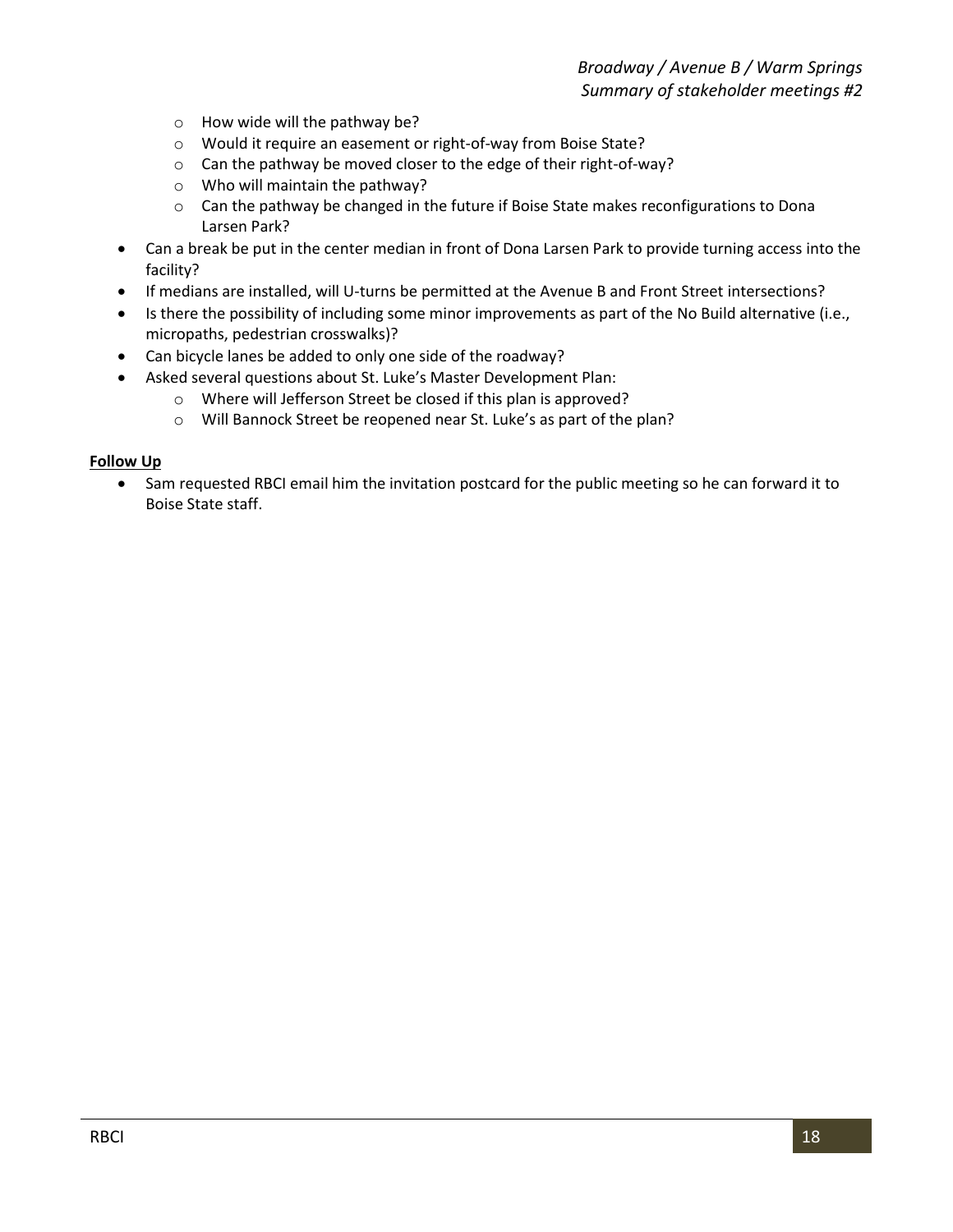- How wide will the pathway be?
  - Would it require an easement or right-of-way from Boise State?
  - Can the pathway be moved closer to the edge of their right-of-way?
  - Who will maintain the pathway?
  - Can the pathway be changed in the future if Boise State makes reconfigurations to Dona Larsen Park?
- Can a break be put in the center median in front of Dona Larsen Park to provide turning access into the facility?
- If medians are installed, will U-turns be permitted at the Avenue B and Front Street intersections?
- Is there the possibility of including some minor improvements as part of the No Build alternative (i.e., micropaths, pedestrian crosswalks)?
- Can bicycle lanes be added to only one side of the roadway?
- Asked several questions about St. Luke's Master Development Plan:
  - Where will Jefferson Street be closed if this plan is approved?
  - Will Bannock Street be reopened near St. Luke's as part of the plan?

**Follow Up**

- Sam requested RBCI email him the invitation postcard for the public meeting so he can forward it to Boise State staff.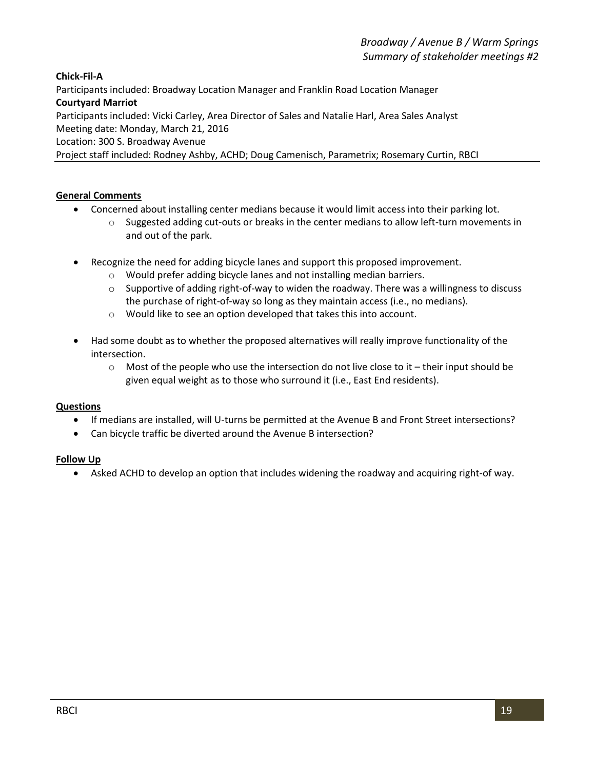**Chick-Fil-A**

Participants included: Broadway Location Manager and Franklin Road Location Manager

**Courtyard Marriot**

Participants included: Vicki Carley, Area Director of Sales and Natalie Harl, Area Sales Analyst

Meeting date: Monday, March 21, 2016

Location: 300 S. Broadway Avenue

Project staff included: Rodney Ashby, ACHD; Doug Camenisch, Parametrix; Rosemary Curtin, RBCI

---

**General Comments**

- Concerned about installing center medians because it would limit access into their parking lot.
    - Suggested adding cut-outs or breaks in the center medians to allow left-turn movements in and out of the park.
- Recognize the need for adding bicycle lanes and support this proposed improvement.
    - Would prefer adding bicycle lanes and not installing median barriers.
    - Supportive of adding right-of-way to widen the roadway. There was a willingness to discuss the purchase of right-of-way so long as they maintain access (i.e., no medians).
    - Would like to see an option developed that takes this into account.
- Had some doubt as to whether the proposed alternatives will really improve functionality of the intersection.
    - Most of the people who use the intersection do not live close to it – their input should be given equal weight as to those who surround it (i.e., East End residents).

**Questions**

- If medians are installed, will U-turns be permitted at the Avenue B and Front Street intersections?
- Can bicycle traffic be diverted around the Avenue B intersection?

**Follow Up**

- Asked ACHD to develop an option that includes widening the roadway and acquiring right-of way.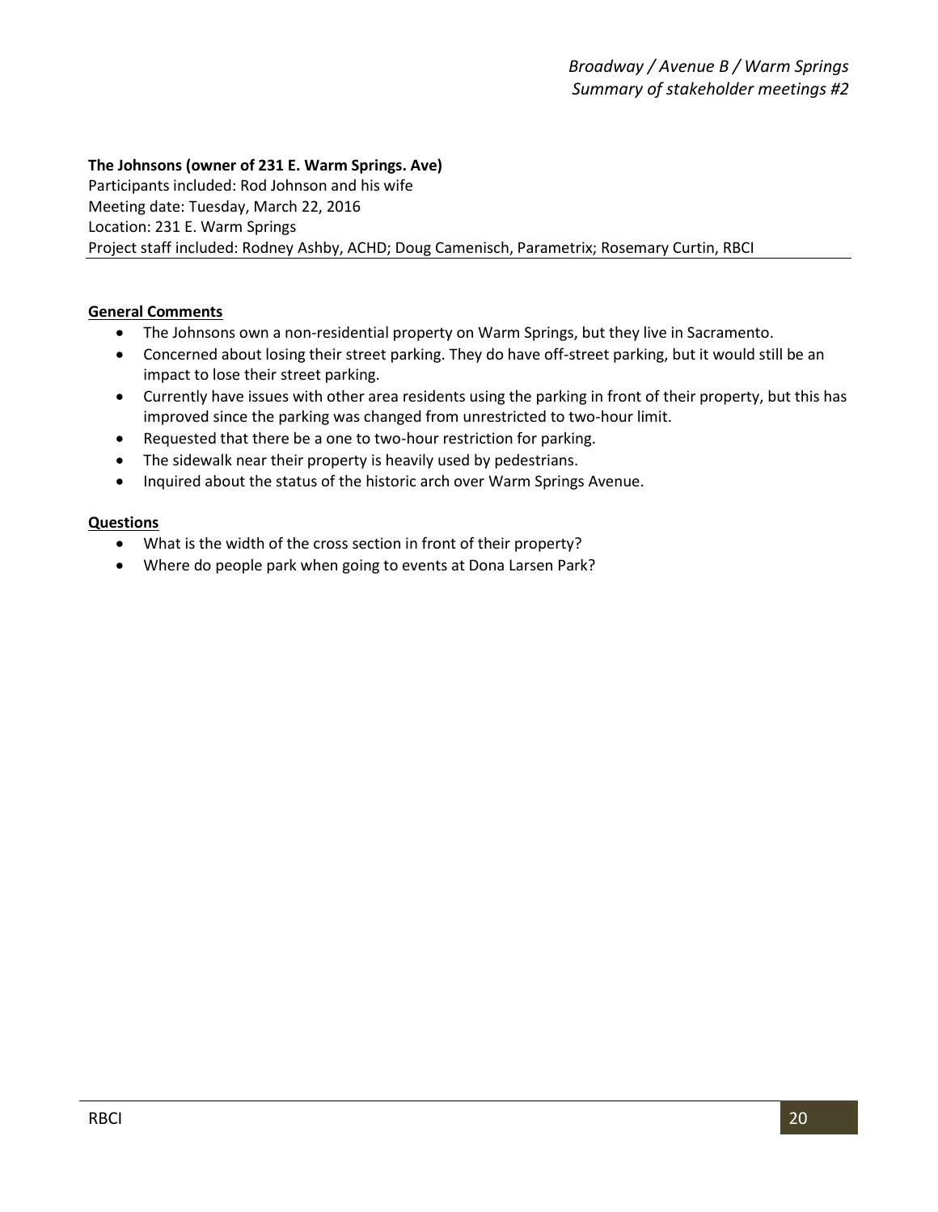**The Johnsons (owner of 231 E. Warm Springs. Ave)**
Participants included: Rod Johnson and his wife
Meeting date: Tuesday, March 22, 2016
Location: 231 E. Warm Springs
Project staff included: Rodney Ashby, ACHD; Doug Camenisch, Parametrix; Rosemary Curtin, RBCI

**General Comments**

- The Johnsons own a non-residential property on Warm Springs, but they live in Sacramento.
- Concerned about losing their street parking. They do have off-street parking, but it would still be an impact to lose their street parking.
- Currently have issues with other area residents using the parking in front of their property, but this has improved since the parking was changed from unrestricted to two-hour limit.
- Requested that there be a one to two-hour restriction for parking.
- The sidewalk near their property is heavily used by pedestrians.
- Inquired about the status of the historic arch over Warm Springs Avenue.

**Questions**

- What is the width of the cross section in front of their property?
- Where do people park when going to events at Dona Larsen Park?